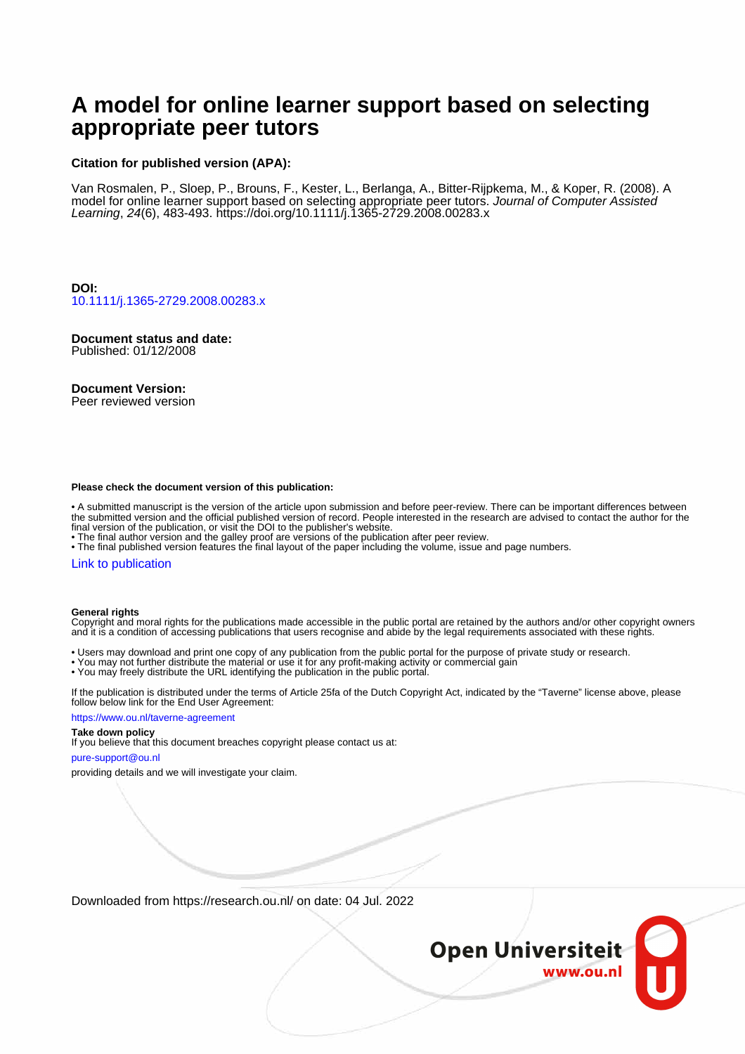# A model for online learner support based on selecting appropriate peer tutors

**Citation for published version (APA):**

Van Rosmalen, P., Sloep, P., Brouns, F., Kester, L., Berlanga, A., Bitter-Rijpkema, M., & Koper, R. (2008). A model for online learner support based on selecting appropriate peer tutors. *Journal of Computer Assisted Learning*, *24*(6), 483-493. https://doi.org/10.1111/j.1365-2729.2008.00283.x

**DOI:**
10.1111/j.1365-2729.2008.00283.x

**Document status and date:**
Published: 01/12/2008

**Document Version:**
Peer reviewed version

**Please check the document version of this publication:**

- A submitted manuscript is the version of the article upon submission and before peer-review. There can be important differences between the submitted version and the official published version of record. People interested in the research are advised to contact the author for the final version of the publication, or visit the DOI to the publisher's website.
- The final author version and the galley proof are versions of the publication after peer review.
- The final published version features the final layout of the paper including the volume, issue and page numbers.

Link to publication

**General rights**
Copyright and moral rights for the publications made accessible in the public portal are retained by the authors and/or other copyright owners and it is a condition of accessing publications that users recognise and abide by the legal requirements associated with these rights.

- Users may download and print one copy of any publication from the public portal for the purpose of private study or research.
- You may not further distribute the material or use it for any profit-making activity or commercial gain
- You may freely distribute the URL identifying the publication in the public portal.

If the publication is distributed under the terms of Article 25fa of the Dutch Copyright Act, indicated by the "Taverne" license above, please follow below link for the End User Agreement:

https://www.ou.nl/taverne-agreement

**Take down policy**
If you believe that this document breaches copyright please contact us at:

pure-support@ou.nl

providing details and we will investigate your claim.

Downloaded from https://research.ou.nl/ on date: 04 Jul. 2022

Open Universiteit
www.ou.nl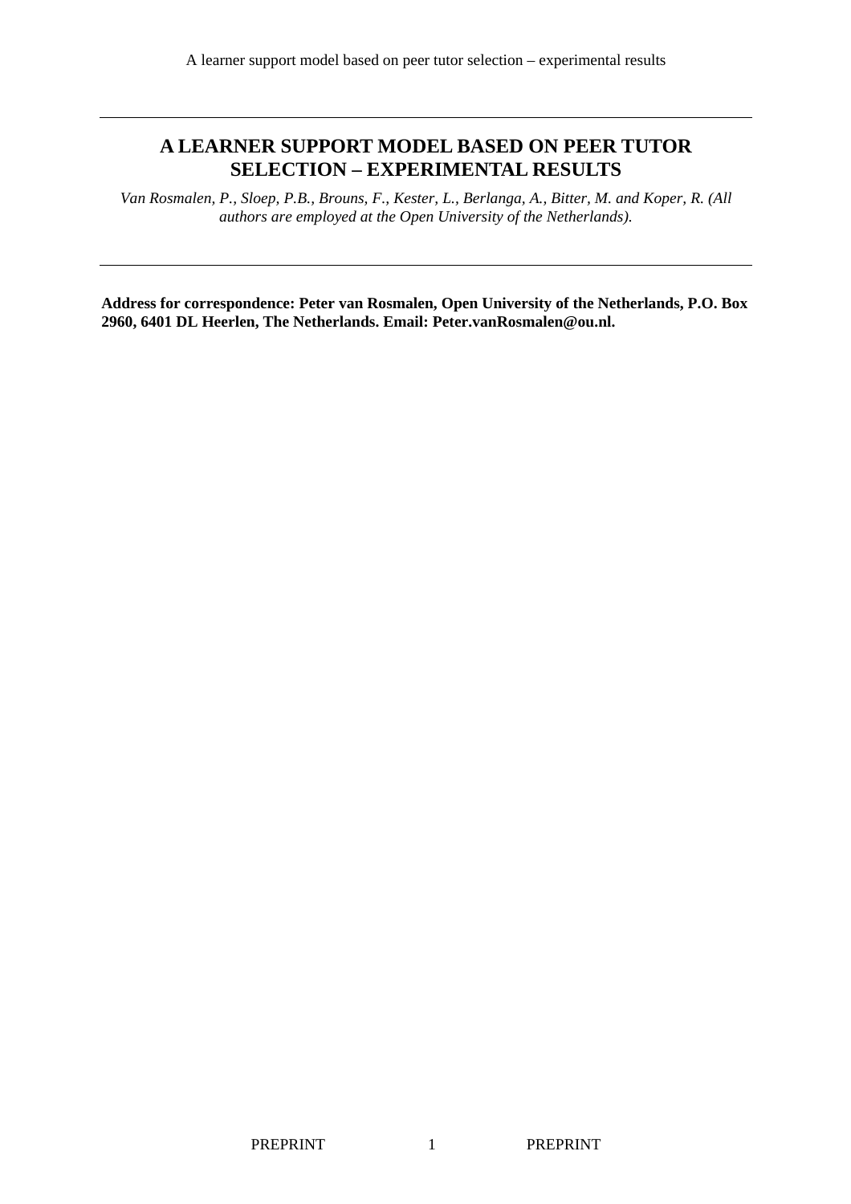# A LEARNER SUPPORT MODEL BASED ON PEER TUTOR SELECTION – EXPERIMENTAL RESULTS

*Van Rosmalen, P., Sloep, P.B., Brouns, F., Kester, L., Berlanga, A., Bitter, M. and Koper, R. (All authors are employed at the Open University of the Netherlands).*

---

**Address for correspondence: Peter van Rosmalen, Open University of the Netherlands, P.O. Box 2960, 6401 DL Heerlen, The Netherlands. Email: Peter.vanRosmalen@ou.nl.**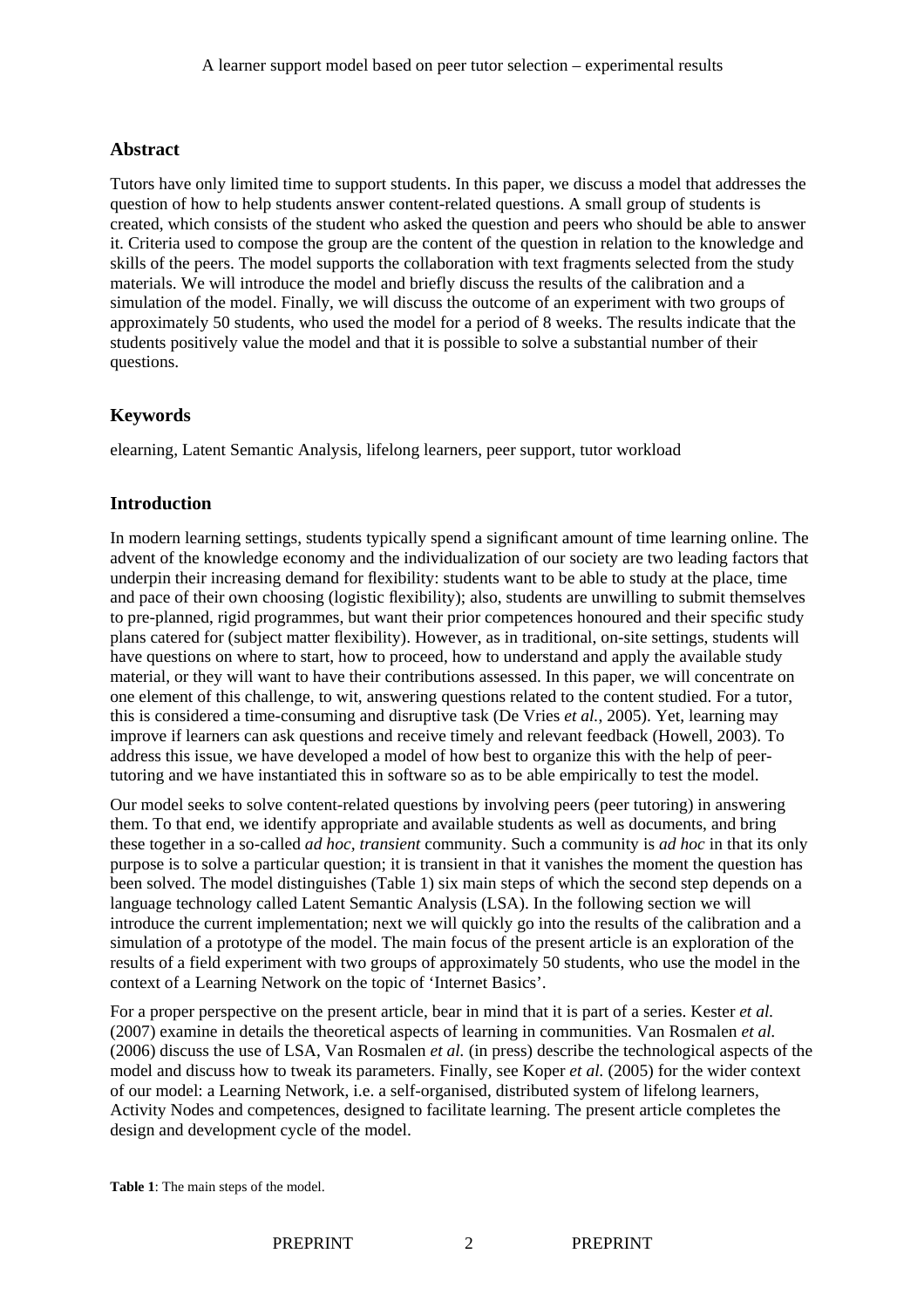## Abstract

Tutors have only limited time to support students. In this paper, we discuss a model that addresses the question of how to help students answer content-related questions. A small group of students is created, which consists of the student who asked the question and peers who should be able to answer it. Criteria used to compose the group are the content of the question in relation to the knowledge and skills of the peers. The model supports the collaboration with text fragments selected from the study materials. We will introduce the model and briefly discuss the results of the calibration and a simulation of the model. Finally, we will discuss the outcome of an experiment with two groups of approximately 50 students, who used the model for a period of 8 weeks. The results indicate that the students positively value the model and that it is possible to solve a substantial number of their questions.

## Keywords

elearning, Latent Semantic Analysis, lifelong learners, peer support, tutor workload

## Introduction

In modern learning settings, students typically spend a significant amount of time learning online. The advent of the knowledge economy and the individualization of our society are two leading factors that underpin their increasing demand for flexibility: students want to be able to study at the place, time and pace of their own choosing (logistic flexibility); also, students are unwilling to submit themselves to pre-planned, rigid programmes, but want their prior competences honoured and their specific study plans catered for (subject matter flexibility). However, as in traditional, on-site settings, students will have questions on where to start, how to proceed, how to understand and apply the available study material, or they will want to have their contributions assessed. In this paper, we will concentrate on one element of this challenge, to wit, answering questions related to the content studied. For a tutor, this is considered a time-consuming and disruptive task (De Vries *et al.*, 2005). Yet, learning may improve if learners can ask questions and receive timely and relevant feedback (Howell, 2003). To address this issue, we have developed a model of how best to organize this with the help of peer-tutoring and we have instantiated this in software so as to be able empirically to test the model.

Our model seeks to solve content-related questions by involving peers (peer tutoring) in answering them. To that end, we identify appropriate and available students as well as documents, and bring these together in a so-called *ad hoc, transient* community. Such a community is *ad hoc* in that its only purpose is to solve a particular question; it is transient in that it vanishes the moment the question has been solved. The model distinguishes (Table 1) six main steps of which the second step depends on a language technology called Latent Semantic Analysis (LSA). In the following section we will introduce the current implementation; next we will quickly go into the results of the calibration and a simulation of a prototype of the model. The main focus of the present article is an exploration of the results of a field experiment with two groups of approximately 50 students, who use the model in the context of a Learning Network on the topic of 'Internet Basics'.

For a proper perspective on the present article, bear in mind that it is part of a series. Kester *et al.* (2007) examine in details the theoretical aspects of learning in communities. Van Rosmalen *et al.* (2006) discuss the use of LSA, Van Rosmalen *et al.* (in press) describe the technological aspects of the model and discuss how to tweak its parameters. Finally, see Koper *et al.* (2005) for the wider context of our model: a Learning Network, i.e. a self-organised, distributed system of lifelong learners, Activity Nodes and competences, designed to facilitate learning. The present article completes the design and development cycle of the model.

**Table 1**: The main steps of the model.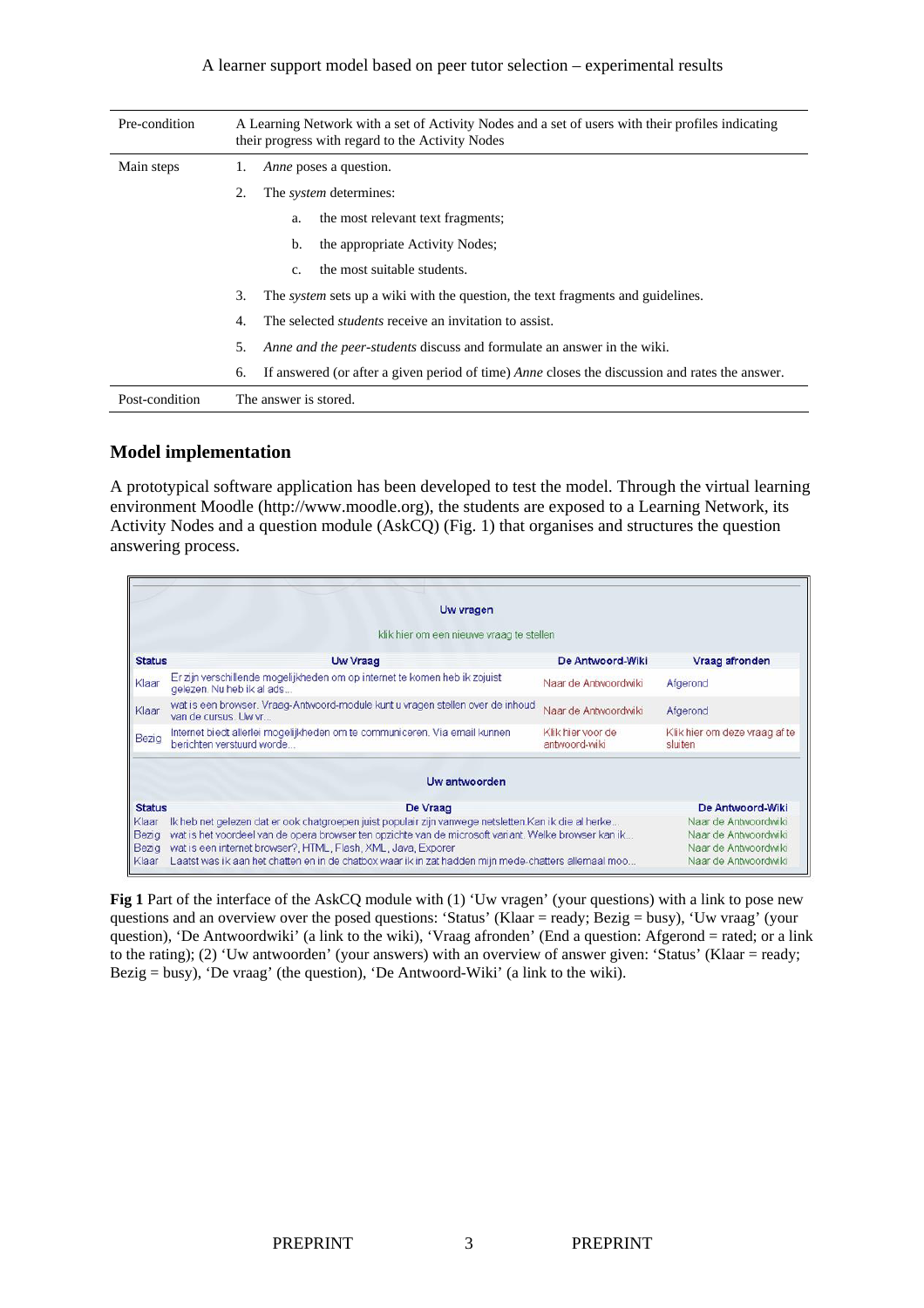| Pre-condition | A Learning Network with a set of Activity Nodes and a set of users with their profiles indicating their progress with regard to the Activity Nodes |
|---|---|
| Main steps | 1. *Anne* poses a question.<br>2. The *system* determines:<br>a. the most relevant text fragments;<br>b. the appropriate Activity Nodes;<br>c. the most suitable students.<br>3. The *system* sets up a wiki with the question, the text fragments and guidelines.<br>4. The selected *students* receive an invitation to assist.<br>5. *Anne and the peer-students* discuss and formulate an answer in the wiki.<br>6. If answered (or after a given period of time) *Anne* closes the discussion and rates the answer. |
| Post-condition | The answer is stored. |

## Model implementation

A prototypical software application has been developed to test the model. Through the virtual learning environment Moodle (http://www.moodle.org), the students are exposed to a Learning Network, its Activity Nodes and a question module (AskCQ) (Fig. 1) that organises and structures the question answering process.

**Fig 1** Part of the interface of the AskCQ module with (1) 'Uw vragen' (your questions) with a link to pose new questions and an overview over the posed questions: 'Status' (Klaar = ready; Bezig = busy), 'Uw vraag' (your question), 'De Antwoordwiki' (a link to the wiki), 'Vraag afronden' (End a question: Afgerond = rated; or a link to the rating); (2) 'Uw antwoorden' (your answers) with an overview of answer given: 'Status' (Klaar = ready; Bezig = busy), 'De vraag' (the question), 'De Antwoord-Wiki' (a link to the wiki).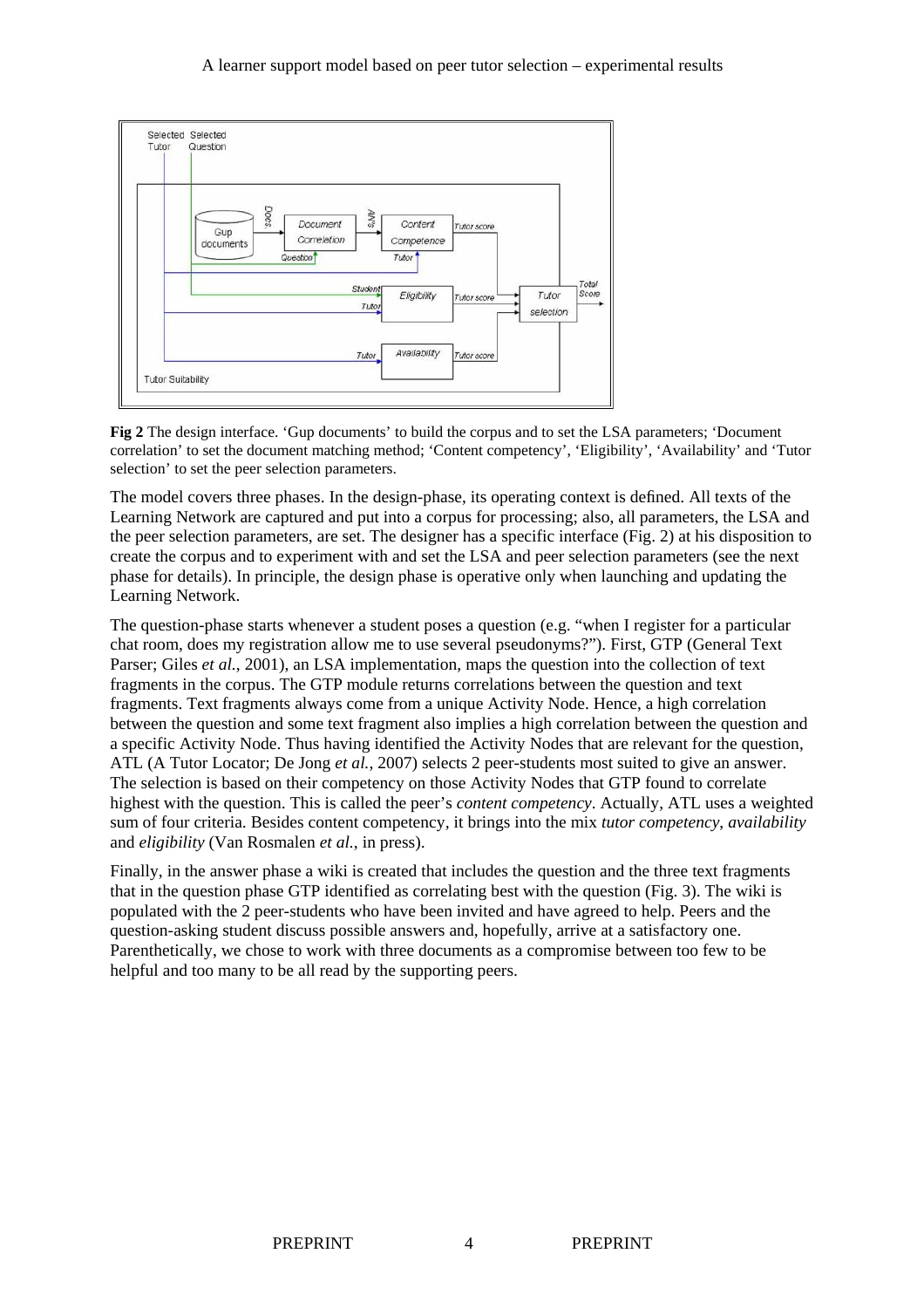**Fig 2** The design interface. 'Gup documents' to build the corpus and to set the LSA parameters; 'Document correlation' to set the document matching method; 'Content competency', 'Eligibility', 'Availability' and 'Tutor selection' to set the peer selection parameters.

The model covers three phases. In the design-phase, its operating context is defined. All texts of the Learning Network are captured and put into a corpus for processing; also, all parameters, the LSA and the peer selection parameters, are set. The designer has a specific interface (Fig. 2) at his disposition to create the corpus and to experiment with and set the LSA and peer selection parameters (see the next phase for details). In principle, the design phase is operative only when launching and updating the Learning Network.

The question-phase starts whenever a student poses a question (e.g. "when I register for a particular chat room, does my registration allow me to use several pseudonyms?"). First, GTP (General Text Parser; Giles *et al.*, 2001), an LSA implementation, maps the question into the collection of text fragments in the corpus. The GTP module returns correlations between the question and text fragments. Text fragments always come from a unique Activity Node. Hence, a high correlation between the question and some text fragment also implies a high correlation between the question and a specific Activity Node. Thus having identified the Activity Nodes that are relevant for the question, ATL (A Tutor Locator; De Jong *et al.*, 2007) selects 2 peer-students most suited to give an answer. The selection is based on their competency on those Activity Nodes that GTP found to correlate highest with the question. This is called the peer's *content competency*. Actually, ATL uses a weighted sum of four criteria. Besides content competency, it brings into the mix *tutor competency*, *availability* and *eligibility* (Van Rosmalen *et al.*, in press).

Finally, in the answer phase a wiki is created that includes the question and the three text fragments that in the question phase GTP identified as correlating best with the question (Fig. 3). The wiki is populated with the 2 peer-students who have been invited and have agreed to help. Peers and the question-asking student discuss possible answers and, hopefully, arrive at a satisfactory one. Parenthetically, we chose to work with three documents as a compromise between too few to be helpful and too many to be all read by the supporting peers.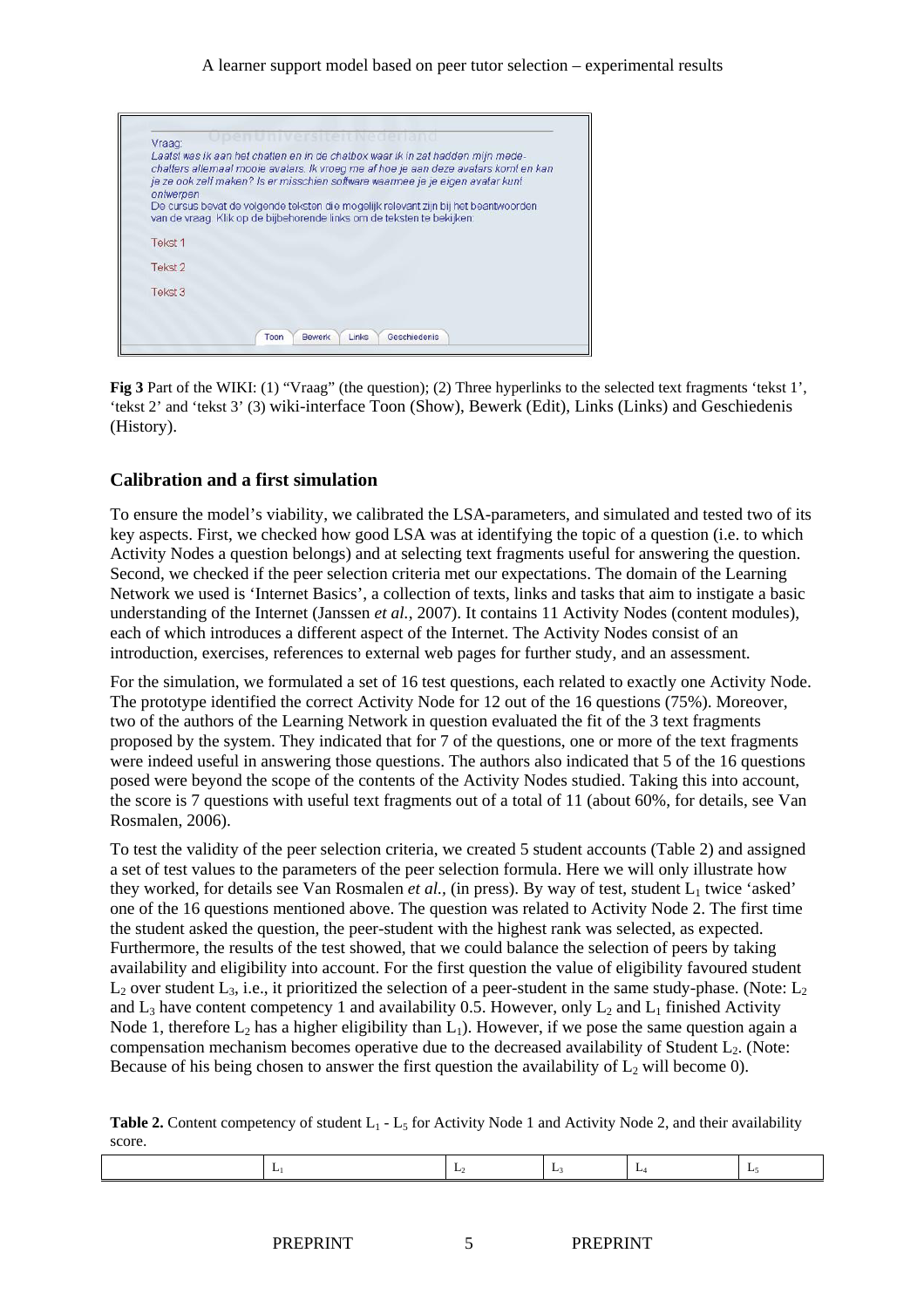Vraag:

Laatst was ik aan het chatten en in de chatbox waar ik in zat hadden mijn mede-chatters allemaal mooie avatars. Ik vroeg me af hoe je aan deze avatars komt en kan je ze ook zelf maken? Is er misschien software waarmee je je eigen avatar kunt ontwerpen

De cursus bevat de volgende teksten die mogelijk relevant zijn bij het beantwoorden van de vraag. Klik op de bijbehorende links om de teksten te bekijken:

Tekst 1

Tekst 2

Tekst 3

Toon | Bewerk | Links | Geschiedenis

**Fig 3** Part of the WIKI: (1) "Vraag" (the question); (2) Three hyperlinks to the selected text fragments 'tekst 1', 'tekst 2' and 'tekst 3' (3) wiki-interface Toon (Show), Bewerk (Edit), Links (Links) and Geschiedenis (History).

## Calibration and a first simulation

To ensure the model's viability, we calibrated the LSA-parameters, and simulated and tested two of its key aspects. First, we checked how good LSA was at identifying the topic of a question (i.e. to which Activity Nodes a question belongs) and at selecting text fragments useful for answering the question. Second, we checked if the peer selection criteria met our expectations. The domain of the Learning Network we used is 'Internet Basics', a collection of texts, links and tasks that aim to instigate a basic understanding of the Internet (Janssen *et al.*, 2007). It contains 11 Activity Nodes (content modules), each of which introduces a different aspect of the Internet. The Activity Nodes consist of an introduction, exercises, references to external web pages for further study, and an assessment.

For the simulation, we formulated a set of 16 test questions, each related to exactly one Activity Node. The prototype identified the correct Activity Node for 12 out of the 16 questions (75%). Moreover, two of the authors of the Learning Network in question evaluated the fit of the 3 text fragments proposed by the system. They indicated that for 7 of the questions, one or more of the text fragments were indeed useful in answering those questions. The authors also indicated that 5 of the 16 questions posed were beyond the scope of the contents of the Activity Nodes studied. Taking this into account, the score is 7 questions with useful text fragments out of a total of 11 (about 60%, for details, see Van Rosmalen, 2006).

To test the validity of the peer selection criteria, we created 5 student accounts (Table 2) and assigned a set of test values to the parameters of the peer selection formula. Here we will only illustrate how they worked, for details see Van Rosmalen *et al.*, (in press). By way of test, student $L_1$ twice 'asked' one of the 16 questions mentioned above. The question was related to Activity Node 2. The first time the student asked the question, the peer-student with the highest rank was selected, as expected. Furthermore, the results of the test showed, that we could balance the selection of peers by taking availability and eligibility into account. For the first question the value of eligibility favoured student $L_2$ over student $L_3$, i.e., it prioritized the selection of a peer-student in the same study-phase. (Note: $L_2$ and $L_3$ have content competency 1 and availability 0.5. However, only $L_2$ and $L_1$ finished Activity Node 1, therefore $L_2$ has a higher eligibility than $L_1$). However, if we pose the same question again a compensation mechanism becomes operative due to the decreased availability of Student $L_2$. (Note: Because of his being chosen to answer the first question the availability of $L_2$ will become 0).

**Table 2.** Content competency of student $L_1$ - $L_5$ for Activity Node 1 and Activity Node 2, and their availability score.

| | $L_1$ | $L_2$ | $L_3$ | $L_4$ | $L_5$ |
|---|---|---|---|---|---|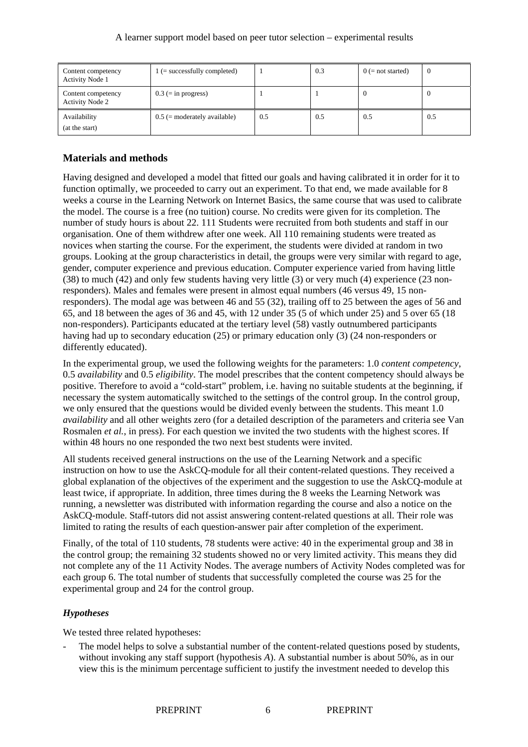| Content competency Activity Node 1 | 1 (= successfully completed) | 1 | 0.3 | 0 (= not started) | 0 |
|---|---|---|---|---|---|
| Content competency Activity Node 2 | 0.3 (= in progress) | 1 | 1 | 0 | 0 |
| Availability (at the start) | 0.5 (= moderately available) | 0.5 | 0.5 | 0.5 | 0.5 |

## Materials and methods

Having designed and developed a model that fitted our goals and having calibrated it in order for it to function optimally, we proceeded to carry out an experiment. To that end, we made available for 8 weeks a course in the Learning Network on Internet Basics, the same course that was used to calibrate the model. The course is a free (no tuition) course. No credits were given for its completion. The number of study hours is about 22. 111 Students were recruited from both students and staff in our organisation. One of them withdrew after one week. All 110 remaining students were treated as novices when starting the course. For the experiment, the students were divided at random in two groups. Looking at the group characteristics in detail, the groups were very similar with regard to age, gender, computer experience and previous education. Computer experience varied from having little (38) to much (42) and only few students having very little (3) or very much (4) experience (23 non-responders). Males and females were present in almost equal numbers (46 versus 49, 15 non-responders). The modal age was between 46 and 55 (32), trailing off to 25 between the ages of 56 and 65, and 18 between the ages of 36 and 45, with 12 under 35 (5 of which under 25) and 5 over 65 (18 non-responders). Participants educated at the tertiary level (58) vastly outnumbered participants having had up to secondary education (25) or primary education only (3) (24 non-responders or differently educated).

In the experimental group, we used the following weights for the parameters: 1.0 *content competency*, 0.5 *availability* and 0.5 *eligibility*. The model prescribes that the content competency should always be positive. Therefore to avoid a "cold-start" problem, i.e. having no suitable students at the beginning, if necessary the system automatically switched to the settings of the control group. In the control group, we only ensured that the questions would be divided evenly between the students. This meant 1.0 *availability* and all other weights zero (for a detailed description of the parameters and criteria see Van Rosmalen *et al.*, in press). For each question we invited the two students with the highest scores. If within 48 hours no one responded the two next best students were invited.

All students received general instructions on the use of the Learning Network and a specific instruction on how to use the AskCQ-module for all their content-related questions. They received a global explanation of the objectives of the experiment and the suggestion to use the AskCQ-module at least twice, if appropriate. In addition, three times during the 8 weeks the Learning Network was running, a newsletter was distributed with information regarding the course and also a notice on the AskCQ-module. Staff-tutors did not assist answering content-related questions at all. Their role was limited to rating the results of each question-answer pair after completion of the experiment.

Finally, of the total of 110 students, 78 students were active: 40 in the experimental group and 38 in the control group; the remaining 32 students showed no or very limited activity. This means they did not complete any of the 11 Activity Nodes. The average numbers of Activity Nodes completed was for each group 6. The total number of students that successfully completed the course was 25 for the experimental group and 24 for the control group.

### *Hypotheses*

We tested three related hypotheses:

- The model helps to solve a substantial number of the content-related questions posed by students, without invoking any staff support (hypothesis *A*). A substantial number is about 50%, as in our view this is the minimum percentage sufficient to justify the investment needed to develop this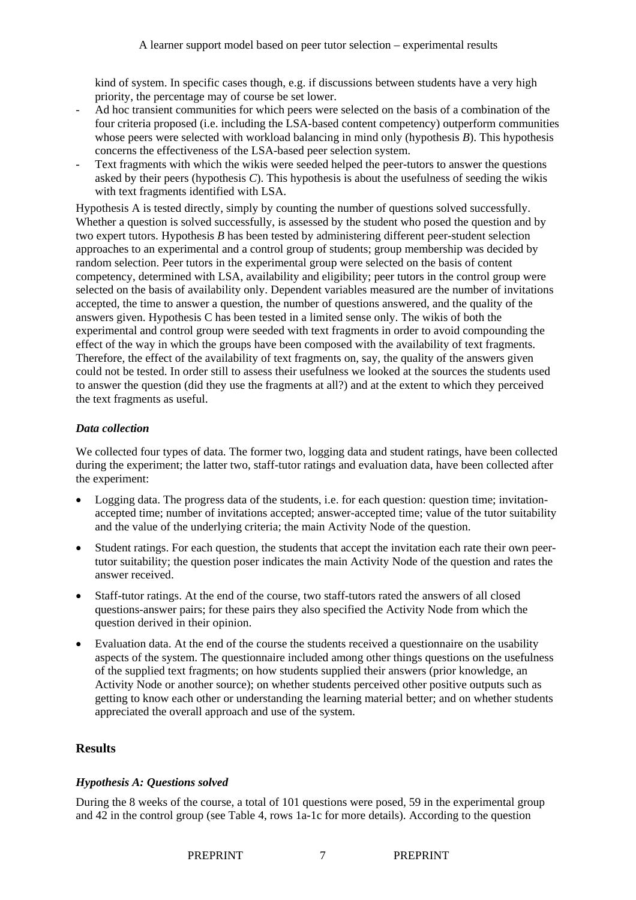kind of system. In specific cases though, e.g. if discussions between students have a very high priority, the percentage may of course be set lower.

- Ad hoc transient communities for which peers were selected on the basis of a combination of the four criteria proposed (i.e. including the LSA-based content competency) outperform communities whose peers were selected with workload balancing in mind only (hypothesis *B*). This hypothesis concerns the effectiveness of the LSA-based peer selection system.
- Text fragments with which the wikis were seeded helped the peer-tutors to answer the questions asked by their peers (hypothesis *C*). This hypothesis is about the usefulness of seeding the wikis with text fragments identified with LSA.

Hypothesis A is tested directly, simply by counting the number of questions solved successfully. Whether a question is solved successfully, is assessed by the student who posed the question and by two expert tutors. Hypothesis *B* has been tested by administering different peer-student selection approaches to an experimental and a control group of students; group membership was decided by random selection. Peer tutors in the experimental group were selected on the basis of content competency, determined with LSA, availability and eligibility; peer tutors in the control group were selected on the basis of availability only. Dependent variables measured are the number of invitations accepted, the time to answer a question, the number of questions answered, and the quality of the answers given. Hypothesis C has been tested in a limited sense only. The wikis of both the experimental and control group were seeded with text fragments in order to avoid compounding the effect of the way in which the groups have been composed with the availability of text fragments. Therefore, the effect of the availability of text fragments on, say, the quality of the answers given could not be tested. In order still to assess their usefulness we looked at the sources the students used to answer the question (did they use the fragments at all?) and at the extent to which they perceived the text fragments as useful.

### *Data collection*

We collected four types of data. The former two, logging data and student ratings, have been collected during the experiment; the latter two, staff-tutor ratings and evaluation data, have been collected after the experiment:

- Logging data. The progress data of the students, i.e. for each question: question time; invitation-accepted time; number of invitations accepted; answer-accepted time; value of the tutor suitability and the value of the underlying criteria; the main Activity Node of the question.
- Student ratings. For each question, the students that accept the invitation each rate their own peer-tutor suitability; the question poser indicates the main Activity Node of the question and rates the answer received.
- Staff-tutor ratings. At the end of the course, two staff-tutors rated the answers of all closed questions-answer pairs; for these pairs they also specified the Activity Node from which the question derived in their opinion.
- Evaluation data. At the end of the course the students received a questionnaire on the usability aspects of the system. The questionnaire included among other things questions on the usefulness of the supplied text fragments; on how students supplied their answers (prior knowledge, an Activity Node or another source); on whether students perceived other positive outputs such as getting to know each other or understanding the learning material better; and on whether students appreciated the overall approach and use of the system.

## Results

### *Hypothesis A: Questions solved*

During the 8 weeks of the course, a total of 101 questions were posed, 59 in the experimental group and 42 in the control group (see Table 4, rows 1a-1c for more details). According to the question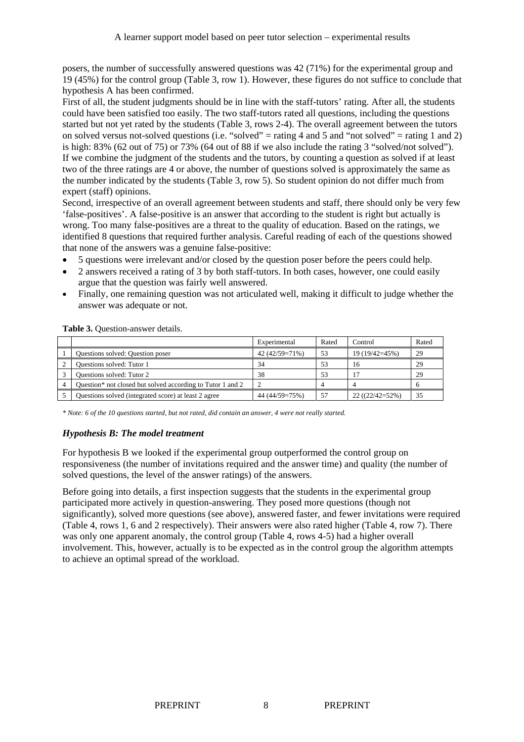posers, the number of successfully answered questions was 42 (71%) for the experimental group and 19 (45%) for the control group (Table 3, row 1). However, these figures do not suffice to conclude that hypothesis A has been confirmed.

First of all, the student judgments should be in line with the staff-tutors' rating. After all, the students could have been satisfied too easily. The two staff-tutors rated all questions, including the questions started but not yet rated by the students (Table 3, rows 2-4). The overall agreement between the tutors on solved versus not-solved questions (i.e. "solved" = rating 4 and 5 and "not solved" = rating 1 and 2) is high: 83% (62 out of 75) or 73% (64 out of 88 if we also include the rating 3 "solved/not solved"). If we combine the judgment of the students and the tutors, by counting a question as solved if at least two of the three ratings are 4 or above, the number of questions solved is approximately the same as the number indicated by the students (Table 3, row 5). So student opinion do not differ much from expert (staff) opinions.

Second, irrespective of an overall agreement between students and staff, there should only be very few 'false-positives'. A false-positive is an answer that according to the student is right but actually is wrong. Too many false-positives are a threat to the quality of education. Based on the ratings, we identified 8 questions that required further analysis. Careful reading of each of the questions showed that none of the answers was a genuine false-positive:

- 5 questions were irrelevant and/or closed by the question poser before the peers could help.
- 2 answers received a rating of 3 by both staff-tutors. In both cases, however, one could easily argue that the question was fairly well answered.
- Finally, one remaining question was not articulated well, making it difficult to judge whether the answer was adequate or not.

**Table 3.** Question-answer details.

| | | Experimental | Rated | Control | Rated |
|---|---|---|---|---|---|
| 1 | Questions solved: Question poser | 42 (42/59=71%) | 53 | 19 (19/42=45%) | 29 |
| 2 | Questions solved: Tutor 1 | 34 | 53 | 16 | 29 |
| 3 | Questions solved: Tutor 2 | 38 | 53 | 17 | 29 |
| 4 | Question* not closed but solved according to Tutor 1 and 2 | 2 | 4 | 4 | 6 |
| 5 | Questions solved (integrated score) at least 2 agree | 44 (44/59=75%) | 57 | 22 ((22/42=52%) | 35 |

*\* Note: 6 of the 10 questions started, but not rated, did contain an answer, 4 were not really started.*

### *Hypothesis B: The model treatment*

For hypothesis B we looked if the experimental group outperformed the control group on responsiveness (the number of invitations required and the answer time) and quality (the number of solved questions, the level of the answer ratings) of the answers.

Before going into details, a first inspection suggests that the students in the experimental group participated more actively in question-answering. They posed more questions (though not significantly), solved more questions (see above), answered faster, and fewer invitations were required (Table 4, rows 1, 6 and 2 respectively). Their answers were also rated higher (Table 4, row 7). There was only one apparent anomaly, the control group (Table 4, rows 4-5) had a higher overall involvement. This, however, actually is to be expected as in the control group the algorithm attempts to achieve an optimal spread of the workload.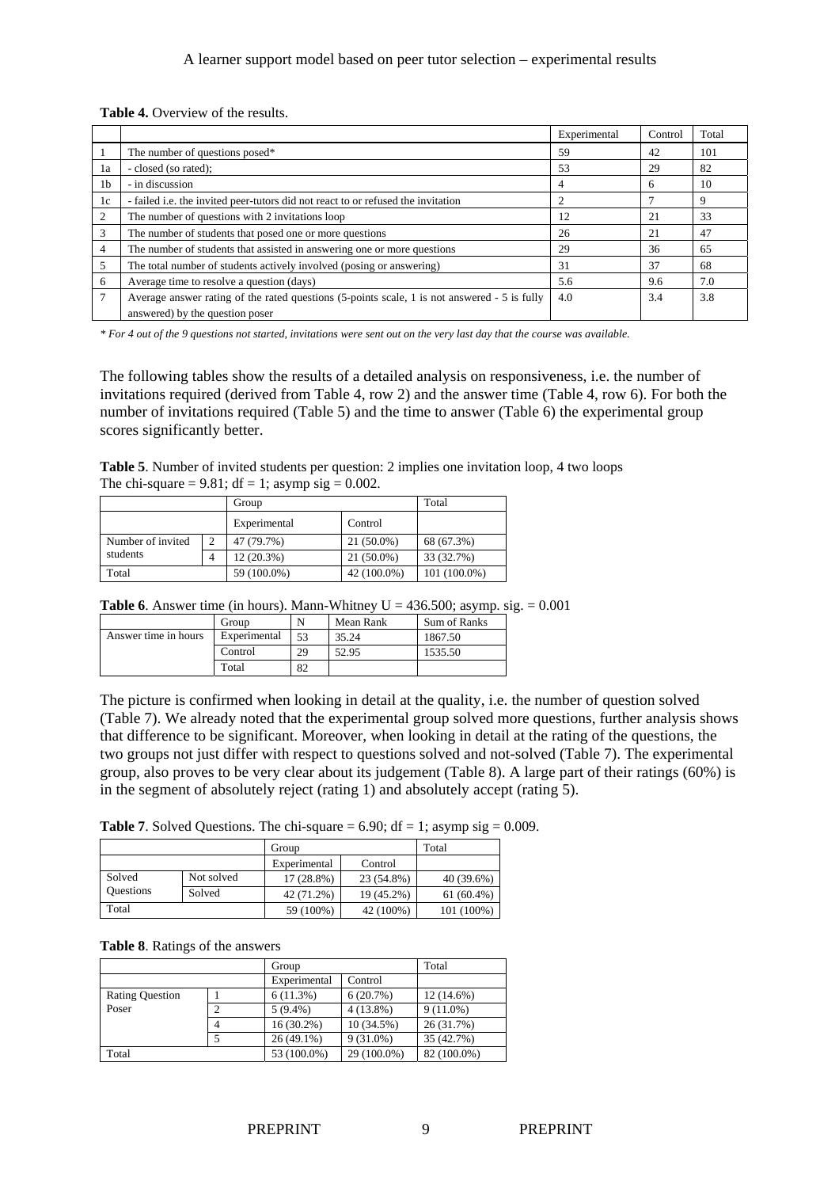**Table 4.** Overview of the results.

| | | Experimental | Control | Total |
|---|---|---|---|---|
| 1 | The number of questions posed* | 59 | 42 | 101 |
| 1a | - closed (so rated); | 53 | 29 | 82 |
| 1b | - in discussion | 4 | 6 | 10 |
| 1c | - failed i.e. the invited peer-tutors did not react to or refused the invitation | 2 | 7 | 9 |
| 2 | The number of questions with 2 invitations loop | 12 | 21 | 33 |
| 3 | The number of students that posed one or more questions | 26 | 21 | 47 |
| 4 | The number of students that assisted in answering one or more questions | 29 | 36 | 65 |
| 5 | The total number of students actively involved (posing or answering) | 31 | 37 | 68 |
| 6 | Average time to resolve a question (days) | 5.6 | 9.6 | 7.0 |
| 7 | Average answer rating of the rated questions (5-points scale, 1 is not answered - 5 is fully answered) by the question poser | 4.0 | 3.4 | 3.8 |

*\* For 4 out of the 9 questions not started, invitations were sent out on the very last day that the course was available.*

The following tables show the results of a detailed analysis on responsiveness, i.e. the number of invitations required (derived from Table 4, row 2) and the answer time (Table 4, row 6). For both the number of invitations required (Table 5) and the time to answer (Table 6) the experimental group scores significantly better.

**Table 5**. Number of invited students per question: 2 implies one invitation loop, 4 two loops
The chi-square = 9.81; df = 1; asymp sig = 0.002.

| | | Group | | Total |
|---|---|---|---|---|
| | | Experimental | Control | |
| Number of invited students | 2 | 47 (79.7%) | 21 (50.0%) | 68 (67.3%) |
| | 4 | 12 (20.3%) | 21 (50.0%) | 33 (32.7%) |
| Total | | 59 (100.0%) | 42 (100.0%) | 101 (100.0%) |

**Table 6**. Answer time (in hours). Mann-Whitney U = 436.500; asymp. sig. = 0.001

| | Group | N | Mean Rank | Sum of Ranks |
|---|---|---|---|---|
| Answer time in hours | Experimental | 53 | 35.24 | 1867.50 |
| | Control | 29 | 52.95 | 1535.50 |
| | Total | 82 | | |

The picture is confirmed when looking in detail at the quality, i.e. the number of question solved (Table 7). We already noted that the experimental group solved more questions, further analysis shows that difference to be significant. Moreover, when looking in detail at the rating of the questions, the two groups not just differ with respect to questions solved and not-solved (Table 7). The experimental group, also proves to be very clear about its judgement (Table 8). A large part of their ratings (60%) is in the segment of absolutely reject (rating 1) and absolutely accept (rating 5).

**Table 7**. Solved Questions. The chi-square = 6.90; df = 1; asymp sig = 0.009.

| | | Group | | Total |
|---|---|---|---|---|
| | | Experimental | Control | |
| Solved Questions | Not solved | 17 (28.8%) | 23 (54.8%) | 40 (39.6%) |
| | Solved | 42 (71.2%) | 19 (45.2%) | 61 (60.4%) |
| Total | | 59 (100%) | 42 (100%) | 101 (100%) |

**Table 8**. Ratings of the answers

| | | Group | | Total |
|---|---|---|---|---|
| | | Experimental | Control | |
| Rating Question Poser | 1 | 6 (11.3%) | 6 (20.7%) | 12 (14.6%) |
| | 2 | 5 (9.4%) | 4 (13.8%) | 9 (11.0%) |
| | 4 | 16 (30.2%) | 10 (34.5%) | 26 (31.7%) |
| | 5 | 26 (49.1%) | 9 (31.0%) | 35 (42.7%) |
| Total | | 53 (100.0%) | 29 (100.0%) | 82 (100.0%) |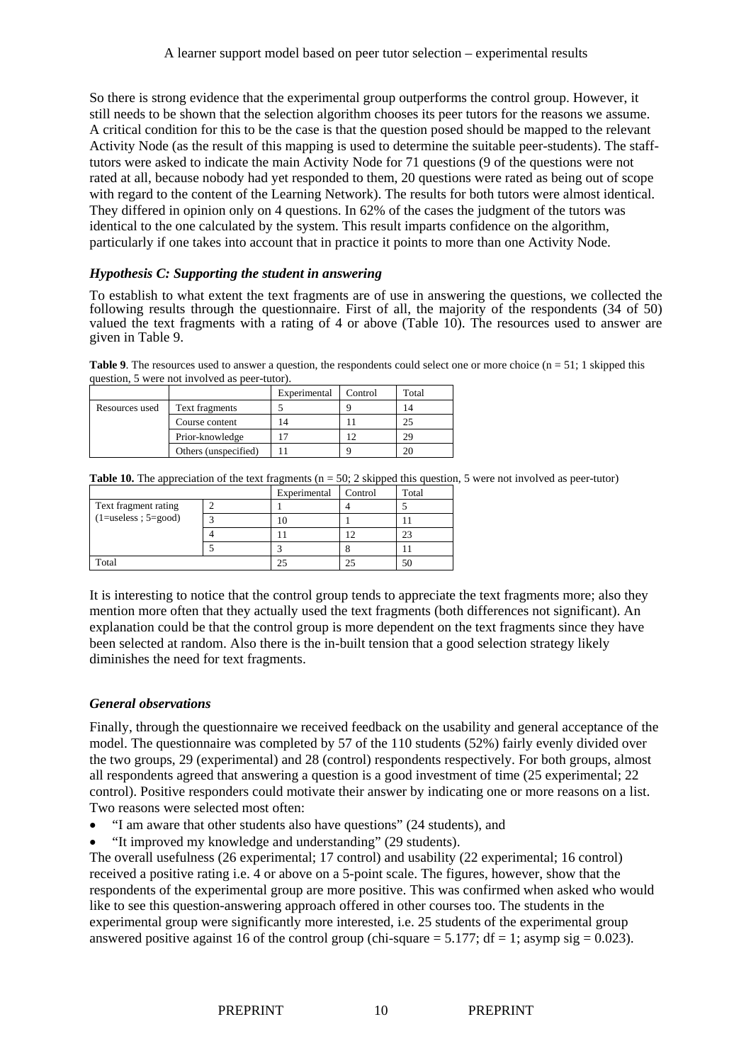So there is strong evidence that the experimental group outperforms the control group. However, it still needs to be shown that the selection algorithm chooses its peer tutors for the reasons we assume. A critical condition for this to be the case is that the question posed should be mapped to the relevant Activity Node (as the result of this mapping is used to determine the suitable peer-students). The staff-tutors were asked to indicate the main Activity Node for 71 questions (9 of the questions were not rated at all, because nobody had yet responded to them, 20 questions were rated as being out of scope with regard to the content of the Learning Network). The results for both tutors were almost identical. They differed in opinion only on 4 questions. In 62% of the cases the judgment of the tutors was identical to the one calculated by the system. This result imparts confidence on the algorithm, particularly if one takes into account that in practice it points to more than one Activity Node.

### *Hypothesis C: Supporting the student in answering*

To establish to what extent the text fragments are of use in answering the questions, we collected the following results through the questionnaire. First of all, the majority of the respondents (34 of 50) valued the text fragments with a rating of 4 or above (Table 10). The resources used to answer are given in Table 9.

**Table 9**. The resources used to answer a question, the respondents could select one or more choice (n = 51; 1 skipped this question, 5 were not involved as peer-tutor).

| | | Experimental | Control | Total |
|---|---|---|---|---|
| Resources used | Text fragments | 5 | 9 | 14 |
| | Course content | 14 | 11 | 25 |
| | Prior-knowledge | 17 | 12 | 29 |
| | Others (unspecified) | 11 | 9 | 20 |

**Table 10.** The appreciation of the text fragments (n = 50; 2 skipped this question, 5 were not involved as peer-tutor)

| | | Experimental | Control | Total |
|---|---|---|---|---|
| Text fragment rating (1=useless ; 5=good) | 2 | 1 | 4 | 5 |
| | 3 | 10 | 1 | 11 |
| | 4 | 11 | 12 | 23 |
| | 5 | 3 | 8 | 11 |
| Total | | 25 | 25 | 50 |

It is interesting to notice that the control group tends to appreciate the text fragments more; also they mention more often that they actually used the text fragments (both differences not significant). An explanation could be that the control group is more dependent on the text fragments since they have been selected at random. Also there is the in-built tension that a good selection strategy likely diminishes the need for text fragments.

### *General observations*

Finally, through the questionnaire we received feedback on the usability and general acceptance of the model. The questionnaire was completed by 57 of the 110 students (52%) fairly evenly divided over the two groups, 29 (experimental) and 28 (control) respondents respectively. For both groups, almost all respondents agreed that answering a question is a good investment of time (25 experimental; 22 control). Positive responders could motivate their answer by indicating one or more reasons on a list. Two reasons were selected most often:

- "I am aware that other students also have questions" (24 students), and
- "It improved my knowledge and understanding" (29 students).

The overall usefulness (26 experimental; 17 control) and usability (22 experimental; 16 control) received a positive rating i.e. 4 or above on a 5-point scale. The figures, however, show that the respondents of the experimental group are more positive. This was confirmed when asked who would like to see this question-answering approach offered in other courses too. The students in the experimental group were significantly more interested, i.e. 25 students of the experimental group answered positive against 16 of the control group (chi-square = 5.177; df = 1; asymp sig = 0.023).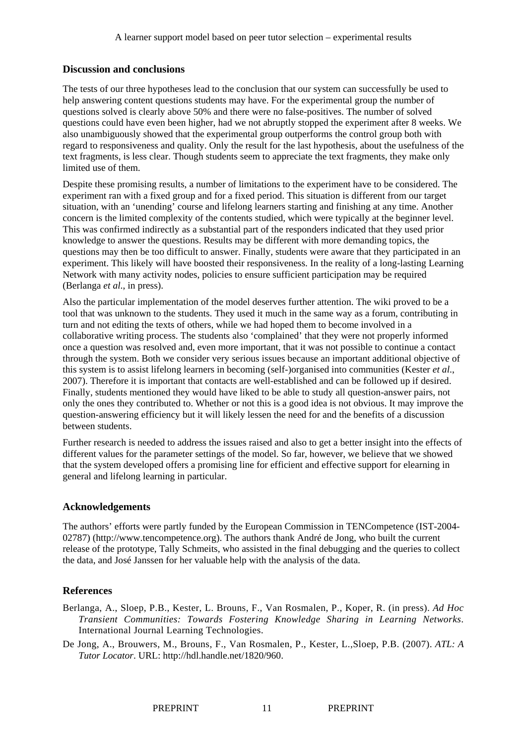## Discussion and conclusions

The tests of our three hypotheses lead to the conclusion that our system can successfully be used to help answering content questions students may have. For the experimental group the number of questions solved is clearly above 50% and there were no false-positives. The number of solved questions could have even been higher, had we not abruptly stopped the experiment after 8 weeks. We also unambiguously showed that the experimental group outperforms the control group both with regard to responsiveness and quality. Only the result for the last hypothesis, about the usefulness of the text fragments, is less clear. Though students seem to appreciate the text fragments, they make only limited use of them.

Despite these promising results, a number of limitations to the experiment have to be considered. The experiment ran with a fixed group and for a fixed period. This situation is different from our target situation, with an 'unending' course and lifelong learners starting and finishing at any time. Another concern is the limited complexity of the contents studied, which were typically at the beginner level. This was confirmed indirectly as a substantial part of the responders indicated that they used prior knowledge to answer the questions. Results may be different with more demanding topics, the questions may then be too difficult to answer. Finally, students were aware that they participated in an experiment. This likely will have boosted their responsiveness. In the reality of a long-lasting Learning Network with many activity nodes, policies to ensure sufficient participation may be required (Berlanga *et al.*, in press).

Also the particular implementation of the model deserves further attention. The wiki proved to be a tool that was unknown to the students. They used it much in the same way as a forum, contributing in turn and not editing the texts of others, while we had hoped them to become involved in a collaborative writing process. The students also 'complained' that they were not properly informed once a question was resolved and, even more important, that it was not possible to continue a contact through the system. Both we consider very serious issues because an important additional objective of this system is to assist lifelong learners in becoming (self-)organised into communities (Kester *et al.*, 2007). Therefore it is important that contacts are well-established and can be followed up if desired. Finally, students mentioned they would have liked to be able to study all question-answer pairs, not only the ones they contributed to. Whether or not this is a good idea is not obvious. It may improve the question-answering efficiency but it will likely lessen the need for and the benefits of a discussion between students.

Further research is needed to address the issues raised and also to get a better insight into the effects of different values for the parameter settings of the model. So far, however, we believe that we showed that the system developed offers a promising line for efficient and effective support for elearning in general and lifelong learning in particular.

## Acknowledgements

The authors' efforts were partly funded by the European Commission in TENCompetence (IST-2004-02787) (http://www.tencompetence.org). The authors thank André de Jong, who built the current release of the prototype, Tally Schmeits, who assisted in the final debugging and the queries to collect the data, and José Janssen for her valuable help with the analysis of the data.

## References

Berlanga, A., Sloep, P.B., Kester, L. Brouns, F., Van Rosmalen, P., Koper, R. (in press). *Ad Hoc Transient Communities: Towards Fostering Knowledge Sharing in Learning Networks*. International Journal Learning Technologies.

De Jong, A., Brouwers, M., Brouns, F., Van Rosmalen, P., Kester, L.,Sloep, P.B. (2007). *ATL: A Tutor Locator*. URL: http://hdl.handle.net/1820/960.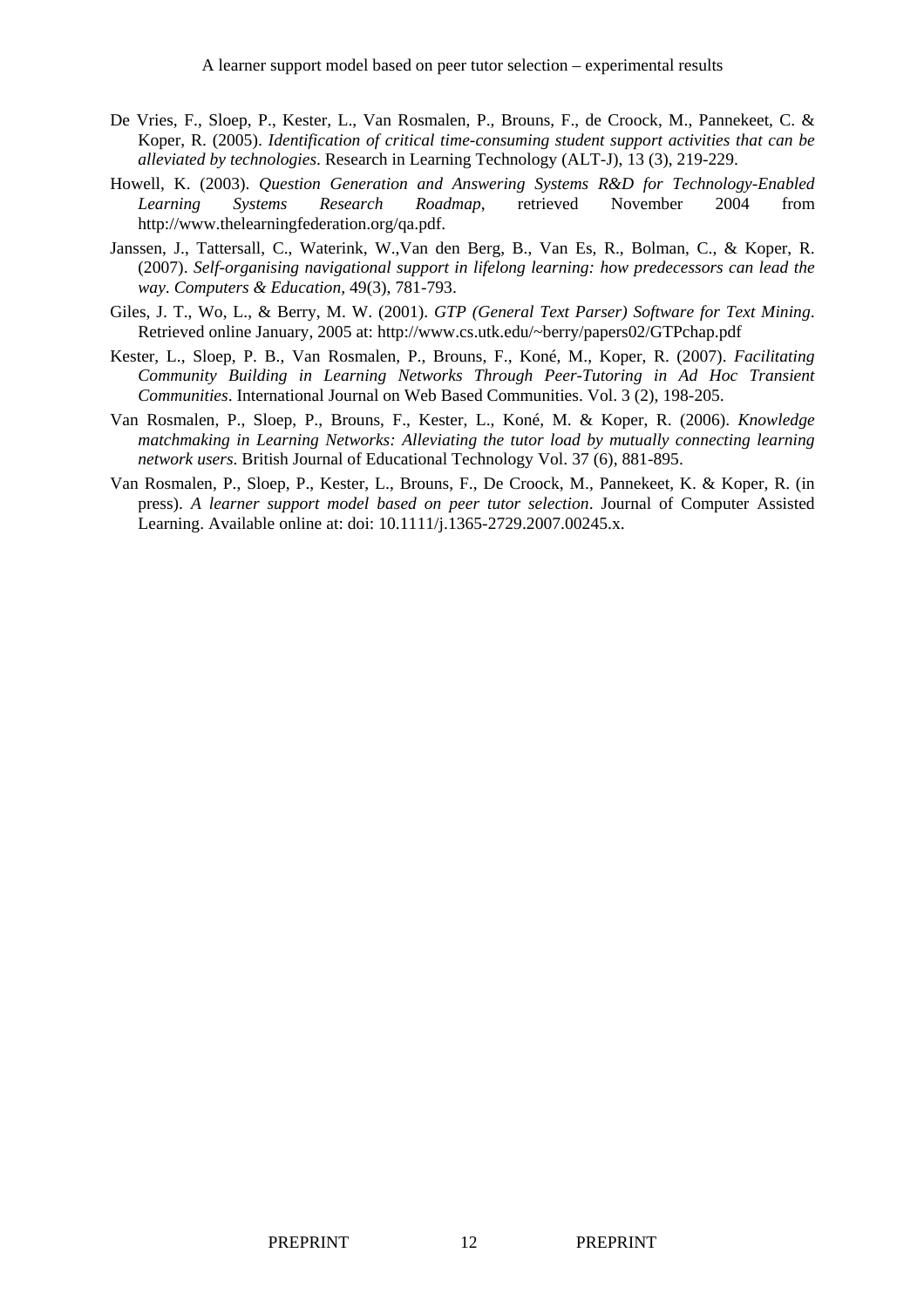De Vries, F., Sloep, P., Kester, L., Van Rosmalen, P., Brouns, F., de Croock, M., Pannekeet, C. & Koper, R. (2005). *Identification of critical time-consuming student support activities that can be alleviated by technologies*. Research in Learning Technology (ALT-J), 13 (3), 219-229.

Howell, K. (2003). *Question Generation and Answering Systems R&D for Technology-Enabled Learning Systems Research Roadmap*, retrieved November 2004 from http://www.thelearningfederation.org/qa.pdf.

Janssen, J., Tattersall, C., Waterink, W.,Van den Berg, B., Van Es, R., Bolman, C., & Koper, R. (2007). *Self-organising navigational support in lifelong learning: how predecessors can lead the way*. *Computers & Education*, 49(3), 781-793.

Giles, J. T., Wo, L., & Berry, M. W. (2001). *GTP (General Text Parser) Software for Text Mining*. Retrieved online January, 2005 at: http://www.cs.utk.edu/~berry/papers02/GTPchap.pdf

Kester, L., Sloep, P. B., Van Rosmalen, P., Brouns, F., Koné, M., Koper, R. (2007). *Facilitating Community Building in Learning Networks Through Peer-Tutoring in Ad Hoc Transient Communities*. International Journal on Web Based Communities. Vol. 3 (2), 198-205.

Van Rosmalen, P., Sloep, P., Brouns, F., Kester, L., Koné, M. & Koper, R. (2006). *Knowledge matchmaking in Learning Networks: Alleviating the tutor load by mutually connecting learning network users*. British Journal of Educational Technology Vol. 37 (6), 881-895.

Van Rosmalen, P., Sloep, P., Kester, L., Brouns, F., De Croock, M., Pannekeet, K. & Koper, R. (in press). *A learner support model based on peer tutor selection*. Journal of Computer Assisted Learning. Available online at: doi: 10.1111/j.1365-2729.2007.00245.x.